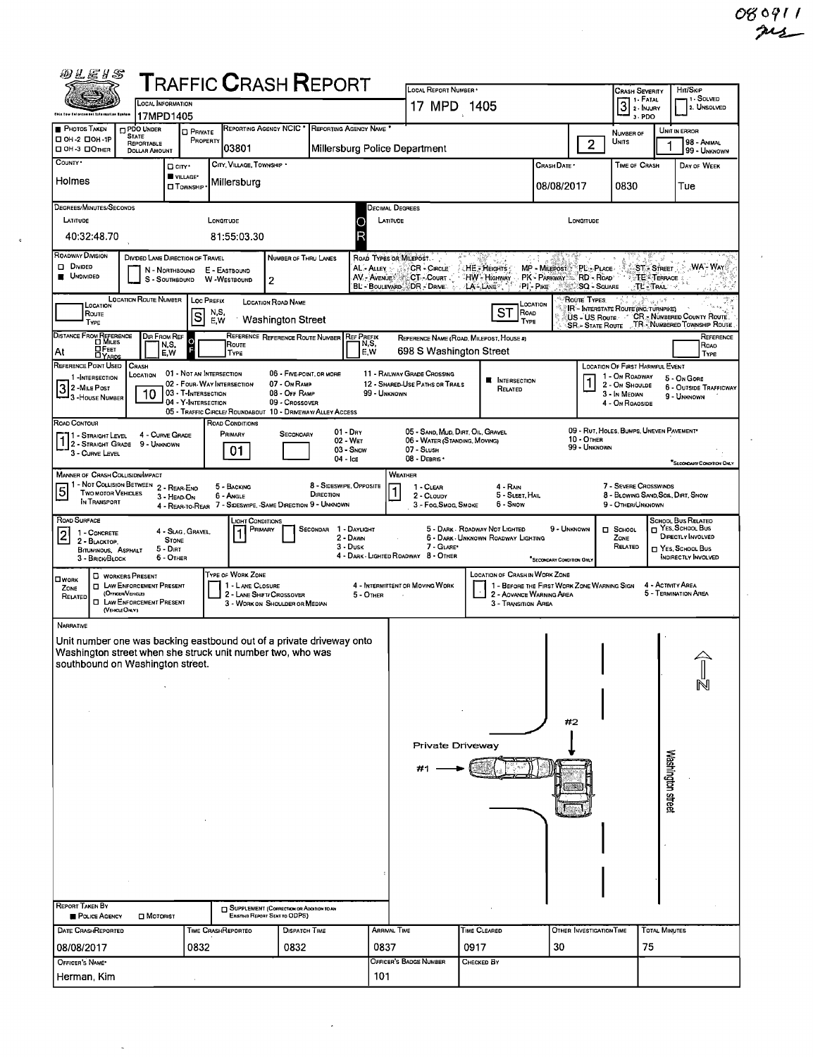080911
ms

# TRAFFIC CRASH REPORT

| Field | Value |
|---|---|
| Local Information | 17MPD1405 |
| Local Report Number | 17 MPD 1405 |
| Crash Severity (1 - Fatal, 2 - Injury, 3 - PDO) | 3 |
| Hit/Skip (1 - Solved, 2 - Unsolved) | |
| Photos Taken | |
| PDO Under State Reportable Dollar Amount | |
| Private Property | |
| Reporting Agency NCIC | 03801 |
| Reporting Agency Name | Millersburg Police Department |
| Number of Units | 2 |
| Unit in Error (98 - Animal, 99 - Unknown) | 1 |
| County | Holmes |
| City, Village, Township | Village: Millersburg |
| Crash Date | 08/08/2017 |
| Time of Crash | 0830 |
| Day of Week | Tue |

**Degrees/Minutes/Seconds**

| Latitude | Longitude |
|---|---|
| 40:32:48.70 | 81:55:03.30 |

**Roadway Division:** Undivided

**Number of Thru Lanes:** 2

**Road Types or Milepost:** AL - Alley, AV - Avenue, BL - Boulevard, CR - Circle, CT - Court, DR - Drive, HE - Heights, HW - Highway, LA - Lane, MP - Milepost, PK - Parkway, PI - Pike, PL - Place, RD - Road, SQ - Square, ST - Street, TE - Terrace, TL - Trail, WA - Way

**Location:** Loc Prefix: S — Location Road Name: Washington Street — Location Road Type: ST

**Route Types:** IR - Interstate Route (inc. Turnpike), US - US Route, SR - State Route, CR - Numbered County Route, TR - Numbered Township Route

**Distance From Reference:** At

**Reference Name (Road, Milepost, House #):** 698 S Washington Street

**Reference Point Used:** 3 - House Number

**Crash Location:** 10 (01 - Not an Intersection, 02 - Four-Way Intersection, 03 - T-Intersection, 04 - Y-Intersection, 05 - Traffic Circle/ Roundabout, 06 - Five-Point, or More, 07 - On Ramp, 08 - Off Ramp, 09 - Crossover, 10 - Driveway/ Alley Access, 11 - Railway Grade Crossing, 12 - Shared-Use Paths or Trails, 99 - Unknown)

**Intersection Related:** Yes

**Location of First Harmful Event:** 1 (1 - On Roadway, 2 - On Shoulde, 3 - In Median, 4 - On Roadside, 5 - On Gore, 6 - Outside Trafficway, 9 - Unknown)

**Road Contour:** 1 (1 - Straight Level, 2 - Straight Grade, 3 - Curve Level, 4 - Curve Grade, 9 - Unknown)

**Road Conditions:** Primary: 01 (01 - Dry, 02 - Wet, 03 - Snow, 04 - Ice, 05 - Sand, Mud, Dirt, Oil, Gravel, 06 - Water (Standing, Moving), 07 - Slush, 08 - Debris, 09 - Rut, Holes, Bumps, Uneven Pavement, 10 - Other, 99 - Unknown)

**Manner of Crash Collision/Impact:** 5 (1 - Not Collision Between Two Motor Vehicles In Transport, 2 - Rear-End, 3 - Head-On, 4 - Rear-to-Rear, 5 - Backing, 6 - Angle, 7 - Sideswipe, Same Direction, 8 - Sideswipe, Opposite Direction, 9 - Unknown)

**Weather:** 1 (1 - Clear, 2 - Cloudy, 3 - Fog, Smog, Smoke, 4 - Rain, 5 - Sleet, Hail, 6 - Snow, 7 - Severe Crosswinds, 8 - Blowing Sand, Soil, Dirt, Snow, 9 - Other/Unknown)

**Road Surface:** 2 (1 - Concrete, 2 - Blacktop, Bituminous, Asphalt, 3 - Brick/Block, 4 - Slag, Gravel, Stone, 5 - Dirt, 6 - Other)

**Light Conditions:** Primary: 1 (1 - Daylight, 2 - Dawn, 3 - Dusk, 4 - Dark - Lighted Roadway, 5 - Dark - Roadway Not Lighted, 6 - Dark - Unknown Roadway Lighting, 7 - Glare, 8 - Other, 9 - Unknown)

**School Zone Related:** —

**Work Zone Related:** —

## Narrative

Unit number one was backing eastbound out of a private driveway onto Washington street when she struck unit number two, who was southbound on Washington street.

Diagram labels: Private Driveway, #1, #2, Washington street, N

| Report Taken By | Date Crash Reported | Time Crash Reported | Dispatch Time | Arrival Time | Time Cleared | Other Investigation Time | Total Minutes |
|---|---|---|---|---|---|---|---|
| Police Agency | 08/08/2017 | 0832 | 0832 | 0837 | 0917 | 30 | 75 |

| Officer's Name | Officer's Badge Number | Checked By |
|---|---|---|
| Herman, Kim | 101 | |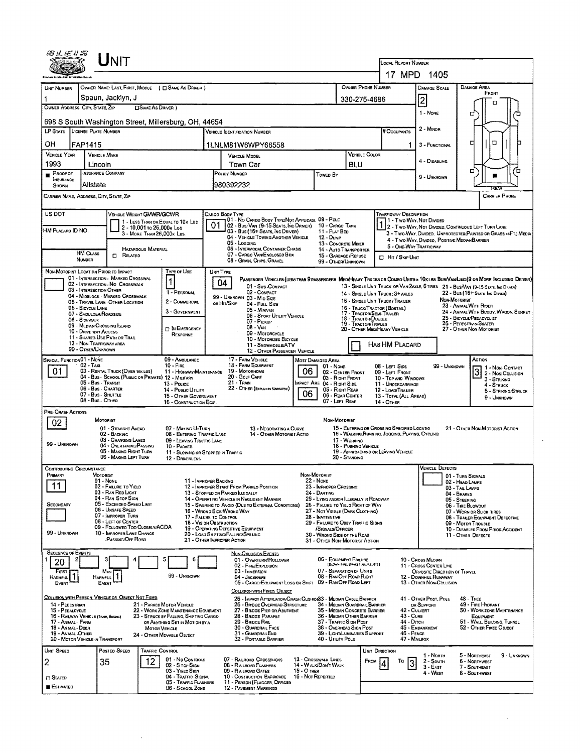# Unit

**Local Report Number:** 17 MPD 1405

| Unit Number | Owner Name: Last, First, Middle (☐ Same As Driver) | Owner Phone Number | Damage Scale | Damage Area |
|---|---|---|---|---|
| 1 | Spaun, Jacklyn, J | 330-275-4686 | 2 | Front |

**Owner Address: City, State, Zip** (☐ Same As Driver)
698 S South Washington Street, Millersburg, OH, 44654

Damage Scale: 1 - None; 2 - Minor; 3 - Functional; 4 - Disabling; 9 - Unknown

| LP State | License Plate Number | Vehicle Identification Number | # Occupants |
|---|---|---|---|
| OH | FAP1415 | 1LNLM81W6WPY66558 | 1 |

| Vehicle Year | Vehicle Make | Vehicle Model | Vehicle Color |
|---|---|---|---|
| 1993 | Lincoln | Town Car | BLU |

| Proof of Insurance Shown | Insurance Company | Policy Number | Towed By |
|---|---|---|---|
| ■ | Allstate | 980392232 | |

**Carrier Name, Address, City, State, Zip:**
**Carrier Phone:**

**US DOT:**
**HM Placard ID No.:**
**HM Class Number:** ☐ Related (Hazardous Material)

**Vehicle Weight GVWR/GCWR:** 1 - Less Than or Equal to 10K Lbs; 2 - 10,001 to 26,000K Lbs; 3 - More Than 26,000K Lbs

**Cargo Body Type:** 01
01 - No Cargo Body Type/Not Applicable; 02 - Bus/Van (9-15 Seats, Inc Driver); 03 - Bus (16+ Seats, Inc Driver); 04 - Vehicle Towing Another Vehicle; 05 - Logging; 06 - Intermodal Container Chassis; 07 - Cargo Van/Enclosed Box; 08 - Grain, Chips, Gravel; 09 - Pole; 10 - Cargo Tank; 11 - Flat Bed; 12 - Dump; 13 - Concrete Mixer; 14 - Auto Transporter; 15 - Garbage/Refuse; 99 - Other/Unknown

**Trafficway Description:** 1
1 - Two-Way, Not Divided; 2 - Two-Way, Not Divided, Continuous Left Turn Lane; 3 - Two-Way, Divided, Unprotected (Painted or Grass >4Ft.) Media; 4 - Two-Way, Divided, Positive Median Barrier; 5 - One-Way Trafficway
☐ Hit / Skip Unit

**Non-Motorist Location Prior to Impact:**
01 - Intersection - Marked Crosswalk; 02 - Intersection - No Crosswalk; 03 - Intersection Other; 04 - Midblock - Marked Crosswalk; 05 - Travel Lane - Other Location; 06 - Bicycle Lane; 07 - Shoulder/Roadside; 08 - Sidewalk; 09 - Median/Crossing Island; 10 - Drive way Access; 11 - Shared-Use Path or Trail; 12 - Non-Trafficway Area; 99 - Other/Unknown

**Type of Use:** 1
1 - Personal; 2 - Commercial; 3 - Government; ☐ In Emergency Response

**Unit Type:** 04
Passenger Vehicles (less than 9 passengers): 01 - Sub-Compact; 02 - Compact; 99 - Unknown 03 - Mid Size; or Hit/Skip 04 - Full Size; 05 - Minivan; 06 - Sport Utility Vehicle; 07 - Pickup; 08 - Van; 09 - Motorcycle; 10 - Motorized Bicycle; 11 - Snowmobile/ATV; 12 - Other Passenger Vehicle
Med/Heavy Trucks or Combo Units > 10K lbs Bus/Van/Limo (9 or More Including Driver): 13 - Single Unit Truck or Van 2 Axle, 6 Tires; 14 - Single Unit Truck: 3+ Axles; 15 - Single Unit Truck/Trailer; 16 - Truck/Tractor (Bobtail); 17 - Tractor/Semi-Trailer; 18 - Tractor/Double; 19 - Tractor/Triples; 20 - Other Med/Heavy Vehicle; 21 - Bus/Van (9-15 Seats, Inc Driver); 22 - Bus (16+ Seats, Inc Driver)
Non-Motorist: 23 - Animal With Rider; 24 - Animal With Buggy, Wagon, Surrey; 25 - Bicycle/Pedacyclist; 26 - Pedestrian/Skater; 27 - Other Non-Motorist
☐ Has HM Placard

**Special Function:** 01
01 - None; 02 - Taxi; 03 - Rental Truck (Over 10K lbs); 04 - Bus - School (Public or Private); 05 - Bus - Transit; 06 - Bus - Charter; 07 - Bus - Shuttle; 08 - Bus - Other; 09 - Ambulance; 10 - Fire; 11 - Highway/Maintenance; 12 - Military; 13 - Police; 14 - Public Utility; 15 - Other Government; 16 - Construction Eqip.; 17 - Farm Vehicle; 18 - Farm Equipment; 19 - Motorhome; 20 - Golf Cart; 21 - Train; 22 - Other (Explain in Narrative)

**Most Damaged Area:** 06
**Impact Area:** 06
01 - None; 02 - Center Front; 03 - Right Front; 04 - Right Side; 05 - Right Rear; 06 - Rear Center; 07 - Left Rear; 08 - Left Side; 09 - Left Front; 10 - Top and Windows; 11 - Undercarriage; 12 - Load/Trailer; 13 - Total (All Areas); 14 - Other; 99 - Unknown

**Action:** 3
1 - Non-Contact; 2 - Non-Collision; 3 - Striking; 4 - Struck; 5 - Striking/Struck; 9 - Unknown

**Pre-Crash Actions:** 02
Motorist: 01 - Straight Ahead; 02 - Backing; 03 - Changing Lanes; 04 - Overtaking/Passing; 05 - Making Right Turn; 06 - Making Left Turn; 07 - Making U-Turn; 08 - Entering Traffic Lane; 09 - Leaving Traffic Lane; 10 - Parked; 11 - Slowing or Stopped in Traffic; 12 - Driverless; 13 - Negotiating a Curve; 14 - Other Motorist Actio; 99 - Unknown
Non-Motorist: 15 - Entering or Crossing Specified Locatio; 16 - Walking, Running, Jogging, Playing, Cycling; 17 - Working; 18 - Pushing Vehicle; 19 - Approaching or Leaving Vehicle; 20 - Standing; 21 - Other Non-Motorist Action

**Contributing Circumstance:**
Primary: 11
Secondary:
Motorist: 01 - None; 02 - Failure to Yield; 03 - Ran Red Light; 04 - Ran Stop Sign; 05 - Exceeded Speed Limit; 06 - Unsafe Speed; 07 - Improper Turn; 08 - Left of Center; 09 - Followed Too Closely/ACDA; 10 - Improper Lane Change /Passing/Off Road; 11 - Improper Backing; 12 - Improper Start From Parked Position; 13 - Stopped or Parked Illegally; 14 - Operating Vehicle in Negligent Manner; 15 - Swering to Avoid (Due to External Conditions); 16 - Wrong Side/Wrong Way; 17 - Failure to Control; 18 - Vision Obstruction; 19 - Operating Defective Equipment; 20 - Load Shifting/Falling/Spilling; 21 - Other Improper Action; 99 - Unknown
Non-Motorist: 22 - None; 23 - Improper Crossing; 24 - Darting; 25 - Lying and/or Illegally in Roadway; 26 - Failure to Yield Right of Way; 27 - Not Visible (Dark Clothing); 28 - Inattentive; 29 - Failure to Obey Traffic Signs /Signals/Officer; 30 - Wrong Side of the Road; 31 - Other Non-Motorist Action

**Vehicle Defects:**
01 - Turn Signals; 02 - Head Lamps; 03 - Tail Lamps; 04 - Brakes; 05 - Steering; 06 - Tire Blowout; 07 - Worn or Slick Tires; 08 - Trailer Equipment Defective; 09 - Motor Trouble; 10 - Disabled From Prior Accident; 11 - Other Defects

**Sequence of Events:**

| 1 | 2 | 3 | 4 | 5 | 6 |
|---|---|---|---|---|---|
| 20 | | | | | |

First Harmful Event: 1
Most Harmful Event: 1
99 - Unknown

Non-Collision Events: 01 - Overturn/Rollover; 02 - Fire/Explosion; 03 - Immersion; 04 - Jackknife; 05 - Cargo/Equipment Loss or Shift; 06 - Equipment Failure (Blown Tire, Brake Failure, etc); 07 - Separation of Units; 08 - Ran Off Road Right; 09 - Ran Off Road Left; 10 - Cross Median; 11 - Cross Center Line Opposite Direction of Travel; 12 - Downhill Runaway; 13 - Other Non-Collision

Collision with Person, Vehicle or Object Not Fixed: 14 - Pedestrian; 15 - Pedalcycle; 16 - Railway Vehicle (Train, Engine); 17 - Animal - Farm; 18 - Animal - Deer; 19 - Animal - Other; 20 - Motor Vehicle in Transport; 21 - Parked Motor Vehicle; 22 - Work Zone Maintenance Equipment; 23 - Struck by Falling, Shifting Cargo or Anything Set in Motion by a Motor Vehicle; 24 - Other Movable Object

Collision with Fixed, Object: 25 - Impact Attenuator/Crash Cushion; 26 - Bridge Overhead Structure; 27 - Bridge Pier or Abutment; 28 - Bridge Parapet; 29 - Bridge Rail; 30 - Guardrail Face; 31 - Guardrail End; 32 - Portable Barrier; 33 - Median Cable Barrier; 34 - Median Guardrail Barrier; 35 - Median Concrete Barrier; 36 - Median Other Barrier; 37 - Traffic Sign Post; 38 - Overhead Sign Post; 39 - Light/Luminaries Support; 40 - Utility Pole; 41 - Other Post, Pole or Support; 42 - Culvert; 43 - Curb; 44 - Ditch; 45 - Embankment; 46 - Fence; 47 - Mailbox; 48 - Tree; 49 - Fire Hydrant; 50 - Work Zone Maintenance Equipment; 51 - Wall, Building, Tunnel; 52 - Other Fixed Object

| Unit Speed | Posted Speed | Traffic Control | Unit Direction |
|---|---|---|---|
| 2 | 35 | 12 | From 4 To 3 |

☐ Stated ■ Estimated

Traffic Control: 01 - No Controls; 02 - Stop Sign; 03 - Yield Sign; 04 - Traffic Signal; 05 - Traffic Flashers; 06 - School Zone; 07 - Railroad Crossbucks; 08 - Railroad Flashers; 09 - Railroad Gates; 10 - Costruction Barricade; 11 - Person (Flagger, Officer; 12 - Pavement Markings; 13 - Crosswalk Lines; 14 - Walk/Don't Walk; 15 - Other; 16 - Not Reported

Unit Direction: 1 - North; 2 - South; 3 - East; 4 - West; 5 - Northeast; 6 - Northwest; 7 - Southeast; 8 - Southwest; 9 - Unknown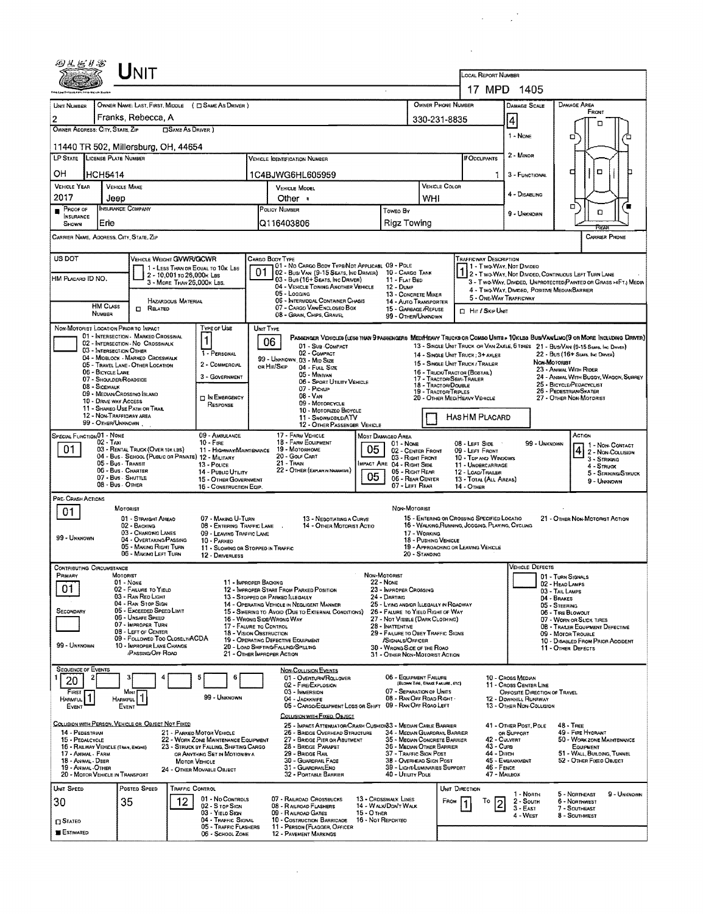# Unit

**Local Report Number:** 17 MPD 1405

| Unit Number | Owner Name: Last, First, Middle ( ☐ Same As Driver ) | Owner Phone Number | Damage Scale | Damage Area |
|---|---|---|---|---|
| 2 | Franks, Rebecca, A | 330-231-8835 | 4 | Front |

**Owner Address: City, State, Zip** ☐ Same As Driver

11440 TR 502, Millersburg, OH, 44654

Damage Scale: 1 - None; 2 - Minor; 3 - Functional; 4 - Disabling; 9 - Unknown

| LP State | License Plate Number | Vehicle Identification Number | # Occupants |
|---|---|---|---|
| OH | HCH5414 | 1C4BJWG6HL605959 | 1 |

| Vehicle Year | Vehicle Make | Vehicle Model | Vehicle Color |
|---|---|---|---|
| 2017 | Jeep | Other | WHI |

| Proof of Insurance Shown | Insurance Company | Policy Number | Towed By |
|---|---|---|---|
| ■ | Erie | Q116403806 | Rigz Towing |

Carrier Name, Address, City, State, Zip | Carrier Phone

US DOT | HM Placard ID No. | HM Class Number

Vehicle Weight GVWR/GCWR: 1 - Less Than or Equal to 10k Lbs; 2 - 10,001 to 26,000k Lbs; 3 - More Than 26,000k Lbs.

Hazardous Material ☐ Related

Cargo Body Type: **01**
01 - No Cargo Body Type/Not Applicable; 02 - Bus/Van (9-15 Seats, Inc Driver); 03 - Bus (16+ Seats, Inc Driver); 04 - Vehicle Towing Another Vehicle; 05 - Logging; 06 - Intermodal Container Chasis; 07 - Cargo Van/Enclosed Box; 08 - Grain, Chips, Gravel; 09 - Pole; 10 - Cargo Tank; 11 - Flat Bed; 12 - Dump; 13 - Concrete Mixer; 14 - Auto Transporter; 15 - Garbage/Refuse; 99 - Other/Unknown

Trafficway Description: **1**
1 - Two-Way, Not Divided; 2 - Two-Way, Not Divided, Continuous Left Turn Lane; 3 - Two-Way, Divided, Unprotected (Painted or Grass >4Ft.) Media; 4 - Two-Way, Divided, Positive Median Barrier; 5 - One-Way Trafficway

☐ Hit / Skip Unit

Non-Motorist Location Prior to Impact: 01 - Intersection - Marked Crosswal; 02 - Intersection - No Crosswalk; 03 - Intersection Other; 04 - Midblock - Marked Crosswalk; 05 - Travel Lane - Other Location; 06 - Bicycle Lane; 07 - Shoulder/Roadside; 08 - Sidewalk; 09 - Median/Crossing Island; 10 - Drive Way Access; 11 - Shared-Use Path or Trail; 12 - Non-Trafficway Area; 99 - Other/Unknown

Type of Use: **1**
1 - Personal; 2 - Commercial; 3 - Government; ☐ In Emergency Response

Unit Type: **06**
Passenger Vehicles (Less than 9 passengers): 01 - Sub-Compact; 02 - Compact; 99 - Unknown 03 - Mid Size or Hit/Skip; 04 - Full Size; 05 - Minivan; 06 - Sport Utility Vehicle; 07 - Pickup; 08 - Van; 09 - Motorcycle; 10 - Motorized Bicycle; 11 - Snowmobile/ATV; 12 - Other Passenger Vehicle
Med/Heavy Trucks or Combo Units > 10K lbs: 13 - Single Unit Truck or Van 2axle, 6 Tires; 14 - Single Unit Truck: 3+ Axles; 15 - Single Unit Truck / Trailer; 16 - Truck/Tractor (Bobtail); 17 - Tractor/Semi-Trailer; 18 - Tractor/Double; 19 - Tractor/Triples; 20 - Other Med/Heavy Vehicle
Bus/Van/Limo (9 or More Including Driver): 21 - Bus/Van (9-15 Seats, Inc Driver); 22 - Bus (16+ Seats, Inc Driver)
Non-Motorist: 23 - Animal With Rider; 24 - Animal With Buggy, Wagon, Surrey; 25 - Bicycle/Pedacyclist; 26 - Pedestrian/Skater; 27 - Other Non-Motorist

☐ Has HM Placard

Special Function: **01**
01 - None; 02 - Taxi; 03 - Rental Truck (Over 10k lbs); 04 - Bus - School (Public or Private); 05 - Bus - Transit; 06 - Bus - Charter; 07 - Bus - Shuttle; 08 - Bus - Other; 09 - Ambulance; 10 - Fire; 11 - Highway/Maintenance; 12 - Military; 13 - Police; 14 - Public Utility; 15 - Other Government; 16 - Construction Eqip.; 17 - Farm Vehicle; 18 - Farm Equipment; 19 - Motorhome; 20 - Golf Cart; 21 - Train; 22 - Other (Explain in Narrative)

Most Damaged Area: **05**; Impact Are: **05**
01 - None; 02 - Center Front; 03 - Right Front; 04 - Right Side; 05 - Right Rear; 06 - Rear Center; 07 - Left Rear; 08 - Left Side; 09 - Left Front; 10 - Top and Windows; 11 - Undercarriage; 12 - Load/Trailer; 13 - Total (All Areas); 14 - Other; 99 - Unknown

Action: **4**
1 - Non-Contact; 2 - Non-Collision; 3 - Striking; 4 - Struck; 5 - Striking/Struck; 9 - Unknown

Pre-Crash Actions: **01**
Motorist: 01 - Straight Ahead; 02 - Backing; 03 - Changing Lanes; 04 - Overtaking/Passing; 05 - Making Right Turn; 06 - Making Left Turn; 07 - Making U-Turn; 08 - Entering Traffic Lane; 09 - Leaving Traffic Lane; 10 - Parked; 11 - Slowing or Stopped in Traffic; 12 - Driverless; 13 - Negotiating a Curve; 14 - Other Motorist Actio; 99 - Unknown
Non-Motorist: 15 - Entering or Crossing Specified Locatio; 16 - Walking, Running, Jogging, Playing, Cycling; 17 - Working; 18 - Pushing Vehicle; 19 - Approaching or Leaving Vehicle; 20 - Standing; 21 - Other Non-Motorist Action

Contributing Circumstance: Primary **01**; Secondary
Motorist: 01 - None; 02 - Failure to Yield; 03 - Ran Red Light; 04 - Ran Stop Sign; 05 - Exceeded Speed Limit; 06 - Unsafe Speed; 07 - Improper Turn; 08 - Left of Center; 09 - Followed Too Closely/ACDA; 10 - Improper Lane Change /Passing/Off Road; 11 - Improper Backing; 12 - Improper Start From Parked Position; 13 - Stopped or Parked Illegally; 14 - Operating Vehicle in Negligent Manner; 15 - Swering to Avoid (Due to External Conditions); 16 - Wrong Side/Wrong Way; 17 - Failure to Control; 18 - Vision Obstruction; 19 - Operating Defective Equipment; 20 - Load Shifting/Falling/Spilling; 21 - Other Improper Action; 99 - Unknown
Non-Motorist: 22 - None; 23 - Improper Crossing; 24 - Darting; 25 - Lying and/or Illegally in Roadway; 26 - Failure to Yield Right of Way; 27 - Not Visible (Dark Clothing); 28 - Inattentive; 29 - Failure to Obey Traffic Signs /Signals/Officer; 30 - Wrong Side of the Road; 31 - Other Non-Motorist Action

Vehicle Defects: 01 - Turn Signals; 02 - Head Lamps; 03 - Tail Lamps; 04 - Brakes; 05 - Steering; 06 - Tire Blowout; 07 - Worn or Slick Tires; 08 - Trailer Equipment Defective; 09 - Motor Trouble; 10 - Disabled From Prior Accident; 11 - Other Defects

Sequence of Events: 1: **20**; 2; 3; 4; 5; 6
First Harmful Event: **1**; Most Harmful Event: **1**; 99 - Unknown

Non-Collision Events: 01 - Overturn/Rollover; 02 - Fire/Explosion; 03 - Immersion; 04 - Jackknife; 05 - Cargo/Equipment Loss or Shift; 06 - Equipment Failure (Blown Tire, Brake Failure, etc); 07 - Separation of Units; 08 - Ran Off Road Right; 09 - Ran Off Road Left; 10 - Cross Median; 11 - Cross Center Line Opposite Direction of Travel; 12 - Downhill Runaway; 13 - Other Non-Collision

Collision with Person, Vehicle or Object Not Fixed: 14 - Pedestrian; 15 - Pedalcycle; 16 - Railway Vehicle (Train, Engine); 17 - Animal - Farm; 18 - Animal - Deer; 19 - Animal - Other; 20 - Motor Vehicle in Transport; 21 - Parked Motor Vehicle; 22 - Work Zone Maintenance Equipment; 23 - Struck by Falling, Shifting Cargo or Anything Set in Motion by a Motor Vehicle; 24 - Other Movable Object

Collision with Fixed, Object: 25 - Impact Attenuator/Crash Cushion; 26 - Bridge Overhead Structure; 27 - Bridge Pier or Abutment; 28 - Bridge Parapet; 29 - Bridge Rail; 30 - Guardrail Face; 31 - GuardrailEnd; 32 - Portable Barrier; 33 - Median Cable Barrier; 34 - Median Guardrail Barrier; 35 - Median Concrete Barrier; 36 - Median Other Barrier; 37 - Traffic Sign Post; 38 - Overhead Sign Post; 39 - Light/Luminaries Support; 40 - Utility Pole; 41 - Other Post, Pole or Support; 42 - Culvert; 43 - Curb; 44 - Ditch; 45 - Embankment; 46 - Fence; 47 - Mailbox; 48 - Tree; 49 - Fire Hydrant; 50 - Work Zone Maintenance Equipment; 51 - Wall, Building, Tunnel; 52 - Other Fixed Object

| Unit Speed | Posted Speed | Traffic Control | Unit Direction |
|---|---|---|---|
| 30 | 35 | 12 | From 1 To 2 |

☐ Stated ■ Estimated

Traffic Control: 01 - No Controls; 02 - Stop Sign; 03 - Yield Sign; 04 - Traffic Signal; 05 - Traffic Flashers; 06 - School Zone; 07 - Railroad Crossbucks; 08 - Railroad Flashers; 09 - Railroad Gates; 10 - Costruction Barricade; 11 - Person (Flagger, Officer); 12 - Pavement Markings; 13 - Crosswalk Lines; 14 - Walk/Don't Walk; 15 - Other; 16 - Not Reported

Unit Direction: 1 - North; 2 - South; 3 - East; 4 - West; 5 - Northeast; 6 - Northwest; 7 - Southeast; 8 - Southwest; 9 - Unknown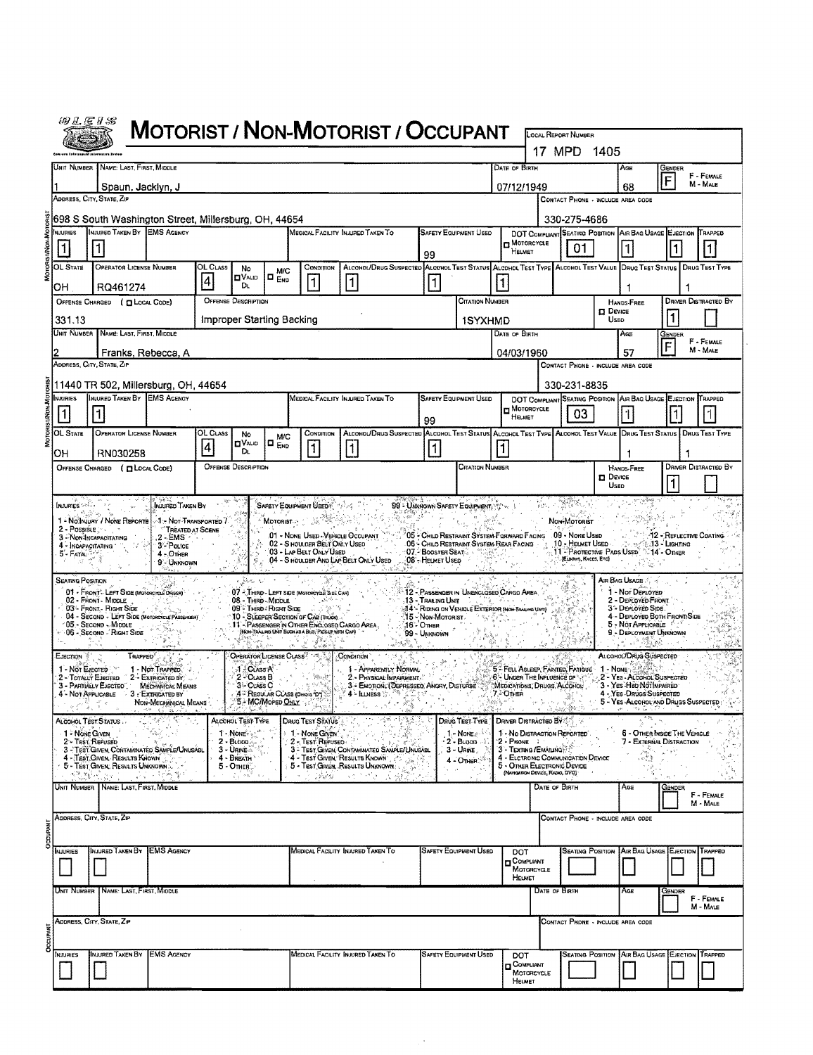# MOTORIST / NON-MOTORIST / OCCUPANT

**Local Report Number:** 17 MPD 1405

## Motorist/Non-Motorist

| Unit Number | Name: Last, First, Middle | Date of Birth | Age | Gender |
|---|---|---|---|---|
| 1 | Spaun, Jacklyn, J | 07/12/1949 | 68 | F |

| Address, City, State, Zip | Contact Phone - Include Area Code |
|---|---|
| 698 S South Washington Street, Millersburg, OH, 44654 | 330-275-4686 |

| Injuries | Injured Taken By | EMS Agency | Medical Facility Injured Taken To | Safety Equipment Used | DOT Compliant Motorcycle Helmet | Seating Position | Air Bag Usage | Ejection | Trapped |
|---|---|---|---|---|---|---|---|---|---|
| 1 | 1 | | | 99 | | 01 | 1 | 1 | 1 |

| OL State | Operator License Number | OL Class | No Valid DL | M/C End | Condition | Alcohol/Drug Suspected | Alcohol Test Status | Alcohol Test Type | Alcohol Test Value | Drug Test Status | Drug Test Type |
|---|---|---|---|---|---|---|---|---|---|---|---|
| OH | RQ461274 | 4 | | | 1 | 1 | 1 | 1 | | 1 | 1 |

| Offense Charged (Local Code) | Offense Description | Citation Number | Hands-Free Device Used | Driver Distracted By |
|---|---|---|---|---|
| 331.13 | Improper Starting Backing | 1SYXHMD | | 1 |

| Unit Number | Name: Last, First, Middle | Date of Birth | Age | Gender |
|---|---|---|---|---|
| 2 | Franks, Rebecca, A | 04/03/1960 | 57 | F |

| Address, City, State, Zip | Contact Phone - Include Area Code |
|---|---|
| 11440 TR 502, Millersburg, OH, 44654 | 330-231-8835 |

| Injuries | Injured Taken By | EMS Agency | Medical Facility Injured Taken To | Safety Equipment Used | DOT Compliant Motorcycle Helmet | Seating Position | Air Bag Usage | Ejection | Trapped |
|---|---|---|---|---|---|---|---|---|---|
| 1 | 1 | | | 99 | | 03 | 1 | 1 | 1 |

| OL State | Operator License Number | OL Class | No Valid DL | M/C End | Condition | Alcohol/Drug Suspected | Alcohol Test Status | Alcohol Test Type | Alcohol Test Value | Drug Test Status | Drug Test Type |
|---|---|---|---|---|---|---|---|---|---|---|---|
| OH | RN030258 | 4 | | | 1 | 1 | 1 | 1 | | 1 | 1 |

| Offense Charged (Local Code) | Offense Description | Citation Number | Hands-Free Device Used | Driver Distracted By |
|---|---|---|---|---|
| | | | | 1 |

## Codes

**Injuries:** 1 - No Injury / None Reported; 2 - Possible; 3 - Non-Incapacitating; 4 - Incapacitating; 5 - Fatal

**Injured Taken By:** 1 - Not Transported / Treated at Scene; 2 - EMS; 3 - Police; 4 - Other; 9 - Unknown

**Safety Equipment Used:** 99 - Unknown Safety Equipment

Motorist: 01 - None Used - Vehicle Occupant; 02 - Shoulder Belt Only Used; 03 - Lap Belt Only Used; 04 - Shoulder and Lap Belt Only Used; 05 - Child Restraint System-Forward Facing; 06 - Child Restraint System-Rear Facing; 07 - Booster Seat; 08 - Helmet Used

Non-Motorist: 09 - None Used; 10 - Helmet Used; 11 - Protective Pads Used (Elbows, Knees, Etc); 12 - Reflective Coating; 13 - Lighting; 14 - Other

**Seating Position:** 01 - Front - Left Side (Motorcycle Driver); 02 - Front - Middle; 03 - Front - Right Side; 04 - Second - Left Side (Motorcycle Passenger); 05 - Second - Middle; 06 - Second - Right Side; 07 - Third - Left Side (Motorcycle Side Car); 08 - Third - Middle; 09 - Third - Right Side; 10 - Sleeper Section of Cab (Truck); 11 - Passenger in Other Enclosed Cargo Area (Non-Trailing Unit Such as a Bus, Pick-up with Cap); 12 - Passenger in Unenclosed Cargo Area; 13 - Trailing Unit; 14 - Riding on Vehicle Exterior (Non-Trailing Unit); 15 - Non-Motorist; 16 - Other; 99 - Unknown

**Air Bag Usage:** 1 - Not Deployed; 2 - Deployed Front; 3 - Deployed Side; 4 - Deployed Both Front/Side; 5 - Not Applicable; 9 - Deployment Unknown

**Ejection:** 1 - Not Ejected; 2 - Totally Ejected; 3 - Partially Ejected; 4 - Not Applicable

**Trapped:** 1 - Not Trapped; 2 - Extricated by Mechanical Means; 3 - Extricated by Non-Mechanical Means

**Operator License Class:** 1 - Class A; 2 - Class B; 3 - Class C; 4 - Regular Class (Ohio is "D"); 5 - MC/Moped Only

**Condition:** 1 - Apparently Normal; 2 - Physical Impairment; 3 - Emotional (Depressed, Angry, Disturbed); 4 - Illness; 5 - Fell Asleep, Fainted, Fatigue; 6 - Under the Influence of Medications, Drugs, Alcohol; 7 - Other

**Alcohol/Drug Suspected:** 1 - None; 2 - Yes - Alcohol Suspected; 3 - Yes - HBD Not Impaired; 4 - Yes - Drugs Suspected; 5 - Yes - Alcohol and Drugs Suspected

**Alcohol Test Status:** 1 - None Given; 2 - Test Refused; 3 - Test Given, Contaminated Sample/Unusable; 4 - Test Given, Results Known; 5 - Test Given, Results Unknown

**Alcohol Test Type:** 1 - None; 2 - Blood; 3 - Urine; 4 - Breath; 5 - Other

**Drug Test Status:** 1 - None Given; 2 - Test Refused; 3 - Test Given, Contaminated Sample/Unusable; 4 - Test Given, Results Known; 5 - Test Given, Results Unknown

**Drug Test Type:** 1 - None; 2 - Blood; 3 - Urine; 4 - Other

**Driver Distracted By:** 1 - No Distraction Reported; 2 - Phone; 3 - Texting/Emailing; 4 - Electronic Communication Device; 5 - Other Electronic Device (Navigation Device, Radio, DVD); 6 - Other Inside the Vehicle; 7 - External Distraction

## Occupant

| Unit Number | Name: Last, First, Middle | Date of Birth | Age | Gender |
|---|---|---|---|---|
| | | | | |

| Address, City, State, Zip | Contact Phone - Include Area Code |
|---|---|
| | |

| Injuries | Injured Taken By | EMS Agency | Medical Facility Injured Taken To | Safety Equipment Used | DOT Compliant Motorcycle Helmet | Seating Position | Air Bag Usage | Ejection | Trapped |
|---|---|---|---|---|---|---|---|---|---|
| | | | | | | | | | |

## Occupant

| Unit Number | Name: Last, First, Middle | Date of Birth | Age | Gender |
|---|---|---|---|---|
| | | | | |

| Address, City, State, Zip | Contact Phone - Include Area Code |
|---|---|
| | |

| Injuries | Injured Taken By | EMS Agency | Medical Facility Injured Taken To | Safety Equipment Used | DOT Compliant Motorcycle Helmet | Seating Position | Air Bag Usage | Ejection | Trapped |
|---|---|---|---|---|---|---|---|---|---|
| | | | | | | | | | |